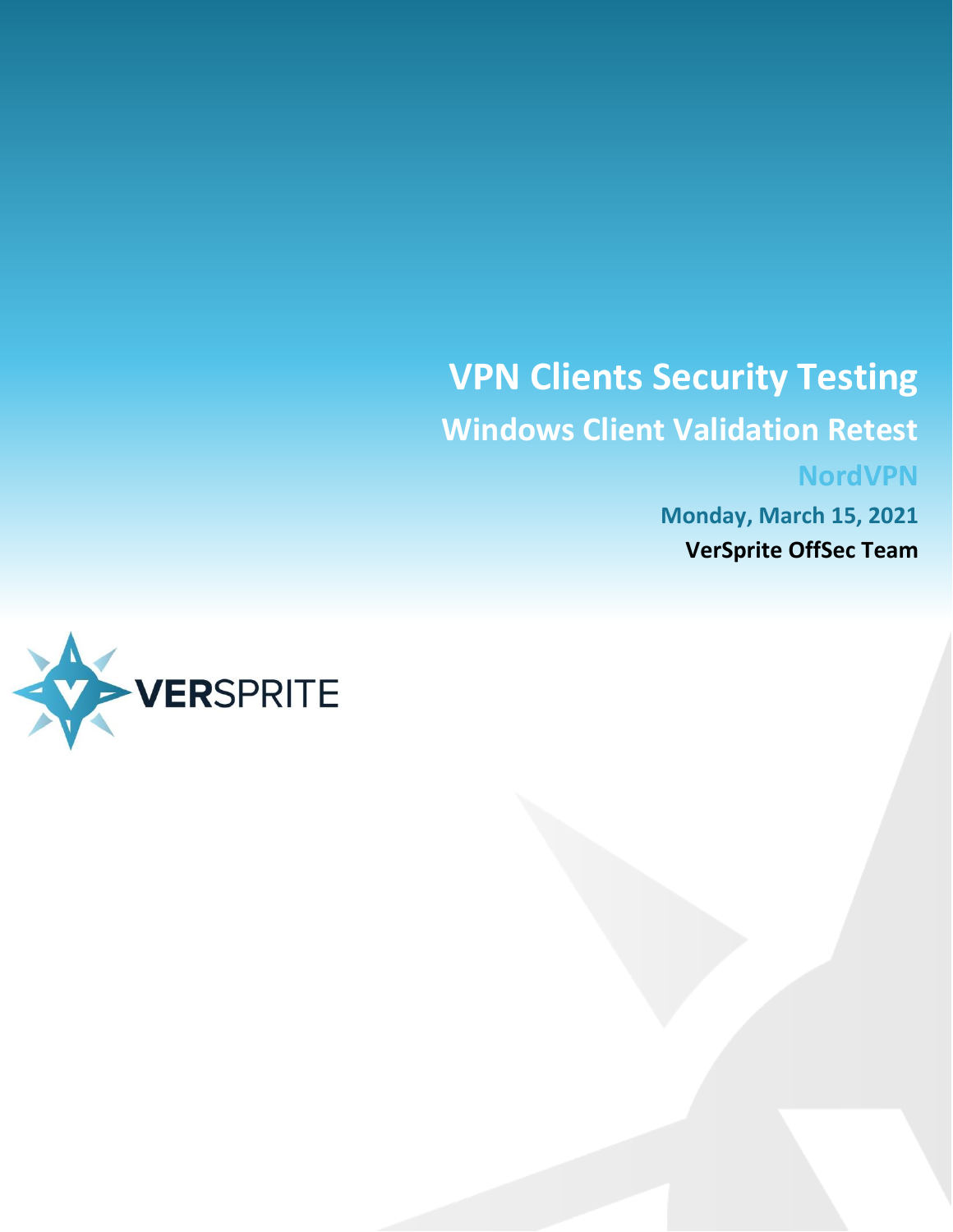# VPN Clients Security Testing

## Windows Client Validation Retest

### NordVPN

**Monday, March 15, 2021**

**VerSprite OffSec Team**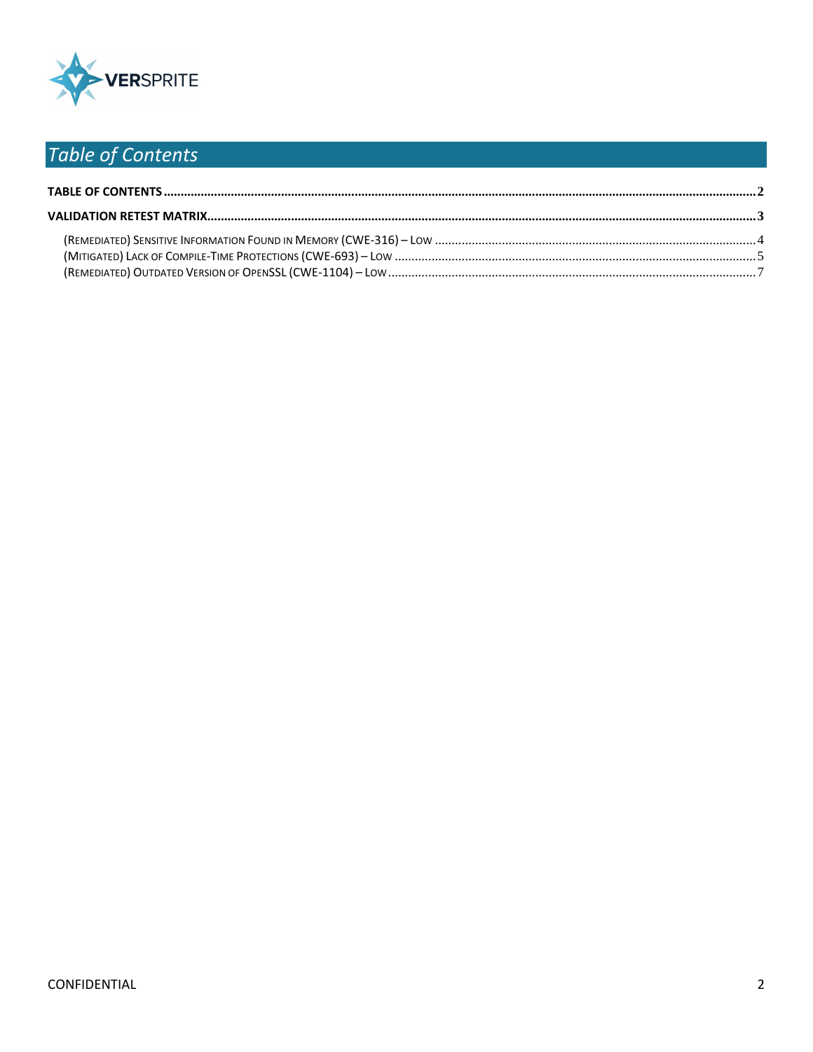# Table of Contents

TABLE OF CONTENTS ........ 2

VALIDATION RETEST MATRIX ........ 3

- (REMEDIATED) SENSITIVE INFORMATION FOUND IN MEMORY (CWE-316) – LOW ........ 4
- (MITIGATED) LACK OF COMPILE-TIME PROTECTIONS (CWE-693) – LOW ........ 5
- (REMEDIATED) OUTDATED VERSION OF OPENSSL (CWE-1104) – LOW ........ 7

CONFIDENTIAL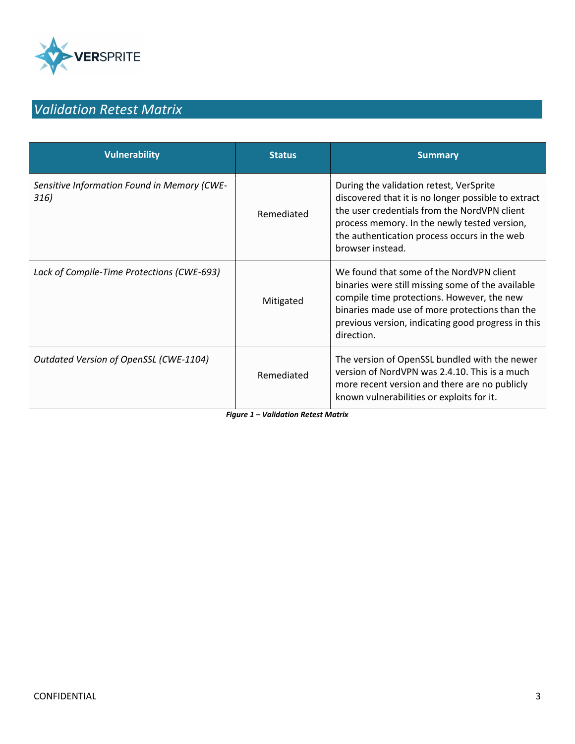## *Validation Retest Matrix*

| Vulnerability | Status | Summary |
|---|---|---|
| *Sensitive Information Found in Memory (CWE-316)* | Remediated | During the validation retest, VerSprite discovered that it is no longer possible to extract the user credentials from the NordVPN client process memory. In the newly tested version, the authentication process occurs in the web browser instead. |
| *Lack of Compile-Time Protections (CWE-693)* | Mitigated | We found that some of the NordVPN client binaries were still missing some of the available compile time protections. However, the new binaries made use of more protections than the previous version, indicating good progress in this direction. |
| *Outdated Version of OpenSSL (CWE-1104)* | Remediated | The version of OpenSSL bundled with the newer version of NordVPN was 2.4.10. This is a much more recent version and there are no publicly known vulnerabilities or exploits for it. |

***Figure 1 – Validation Retest Matrix***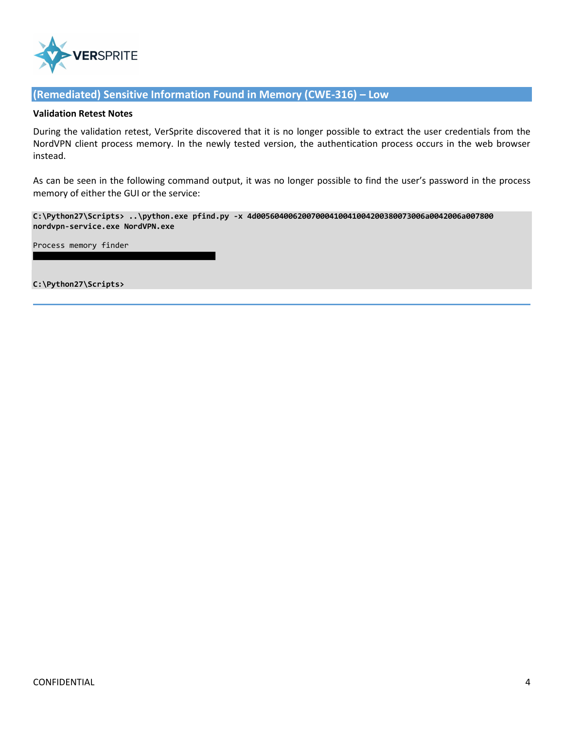## (Remediated) Sensitive Information Found in Memory (CWE-316) – Low

**Validation Retest Notes**

During the validation retest, VerSprite discovered that it is no longer possible to extract the user credentials from the NordVPN client process memory. In the newly tested version, the authentication process occurs in the web browser instead.

As can be seen in the following command output, it was no longer possible to find the user's password in the process memory of either the GUI or the service:

```
C:\Python27\Scripts> ..\python.exe pfind.py -x 4d005604006200700041004100420038007300 6a0042006a007800
nordvpn-service.exe NordVPN.exe

Process memory finder


C:\Python27\Scripts>
```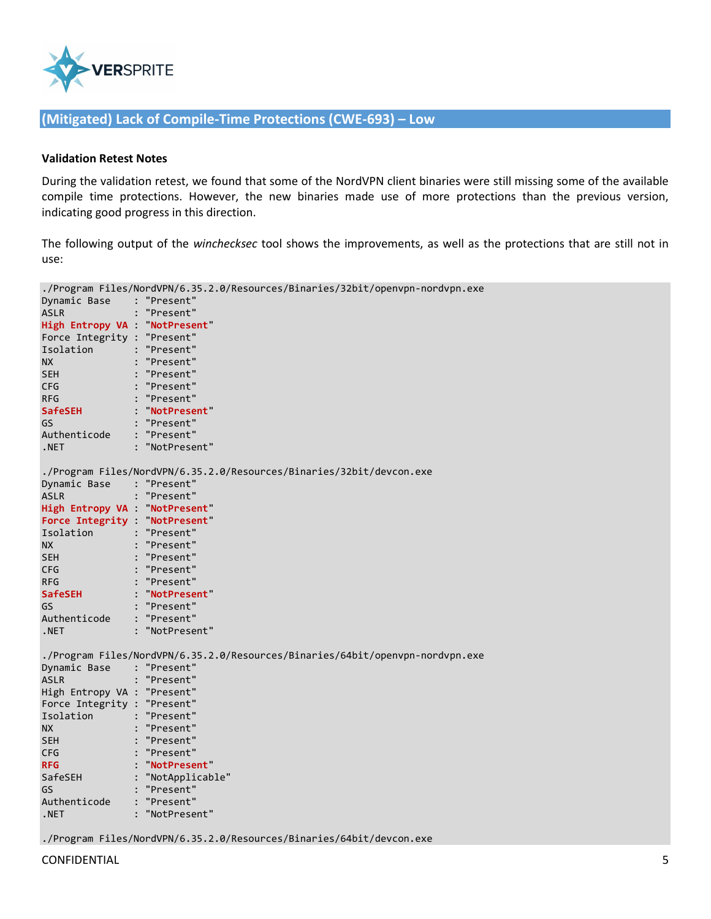## (Mitigated) Lack of Compile-Time Protections (CWE-693) – Low

**Validation Retest Notes**

During the validation retest, we found that some of the NordVPN client binaries were still missing some of the available compile time protections. However, the new binaries made use of more protections than the previous version, indicating good progress in this direction.

The following output of the *winchecksec* tool shows the improvements, as well as the protections that are still not in use:

```
./Program Files/NordVPN/6.35.2.0/Resources/Binaries/32bit/openvpn-nordvpn.exe
Dynamic Base    : "Present"
ASLR            : "Present"
High Entropy VA : "NotPresent"
Force Integrity : "Present"
Isolation       : "Present"
NX              : "Present"
SEH             : "Present"
CFG             : "Present"
RFG             : "Present"
SafeSEH         : "NotPresent"
GS              : "Present"
Authenticode    : "Present"
.NET            : "NotPresent"

./Program Files/NordVPN/6.35.2.0/Resources/Binaries/32bit/devcon.exe
Dynamic Base    : "Present"
ASLR            : "Present"
High Entropy VA : "NotPresent"
Force Integrity : "NotPresent"
Isolation       : "Present"
NX              : "Present"
SEH             : "Present"
CFG             : "Present"
RFG             : "Present"
SafeSEH         : "NotPresent"
GS              : "Present"
Authenticode    : "Present"
.NET            : "NotPresent"

./Program Files/NordVPN/6.35.2.0/Resources/Binaries/64bit/openvpn-nordvpn.exe
Dynamic Base    : "Present"
ASLR            : "Present"
High Entropy VA : "Present"
Force Integrity : "Present"
Isolation       : "Present"
NX              : "Present"
SEH             : "Present"
CFG             : "Present"
RFG             : "NotPresent"
SafeSEH         : "NotApplicable"
GS              : "Present"
Authenticode    : "Present"
.NET            : "NotPresent"

./Program Files/NordVPN/6.35.2.0/Resources/Binaries/64bit/devcon.exe
```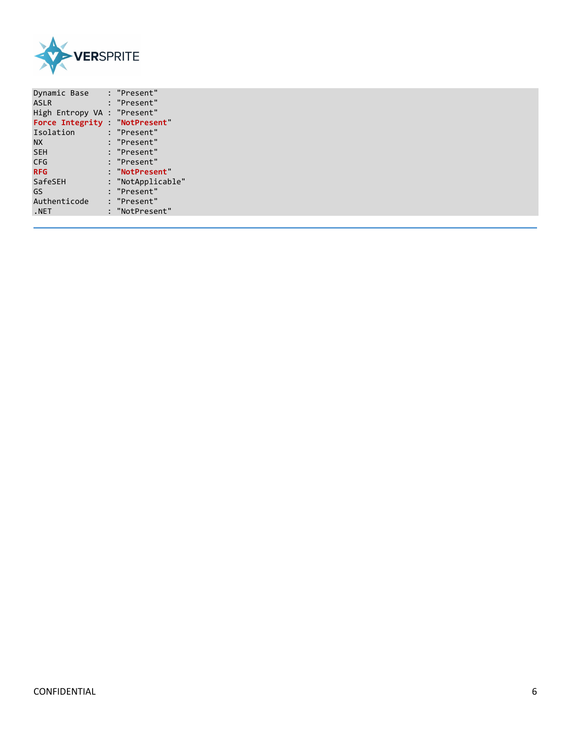```
Dynamic Base     : "Present"
ASLR             : "Present"
High Entropy VA  : "Present"
Force Integrity  : "NotPresent"
Isolation        : "Present"
NX               : "Present"
SEH              : "Present"
CFG              : "Present"
RFG              : "NotPresent"
SafeSEH          : "NotApplicable"
GS               : "Present"
Authenticode     : "Present"
.NET             : "NotPresent"
```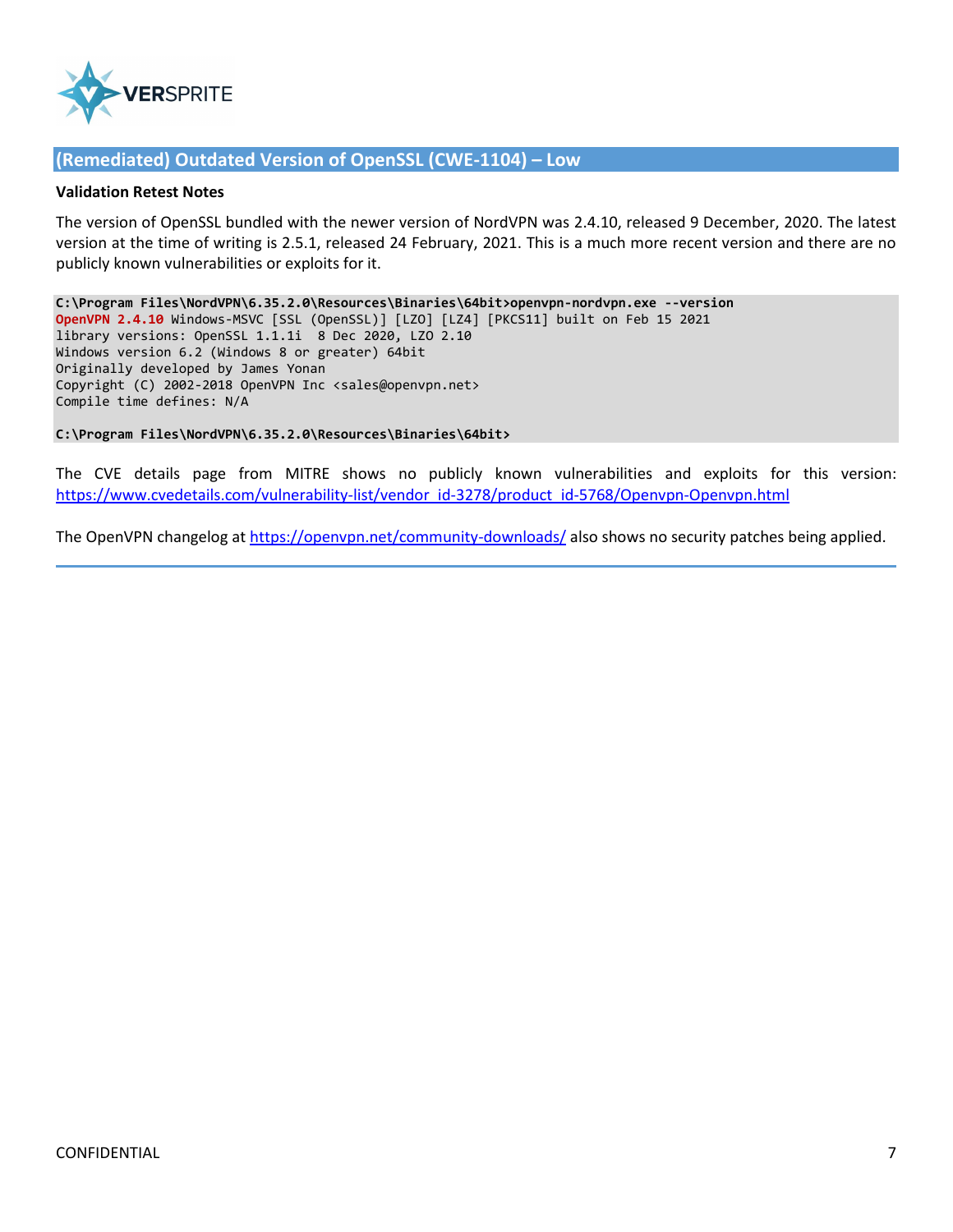## (Remediated) Outdated Version of OpenSSL (CWE-1104) – Low

**Validation Retest Notes**

The version of OpenSSL bundled with the newer version of NordVPN was 2.4.10, released 9 December, 2020. The latest version at the time of writing is 2.5.1, released 24 February, 2021. This is a much more recent version and there are no publicly known vulnerabilities or exploits for it.

```
C:\Program Files\NordVPN\6.35.2.0\Resources\Binaries\64bit>openvpn-nordvpn.exe --version
OpenVPN 2.4.10 Windows-MSVC [SSL (OpenSSL)] [LZO] [LZ4] [PKCS11] built on Feb 15 2021
library versions: OpenSSL 1.1.1i  8 Dec 2020, LZO 2.10
Windows version 6.2 (Windows 8 or greater) 64bit
Originally developed by James Yonan
Copyright (C) 2002-2018 OpenVPN Inc <sales@openvpn.net>
Compile time defines: N/A

C:\Program Files\NordVPN\6.35.2.0\Resources\Binaries\64bit>
```

The CVE details page from MITRE shows no publicly known vulnerabilities and exploits for this version: [https://www.cvedetails.com/vulnerability-list/vendor_id-3278/product_id-5768/Openvpn-Openvpn.html](https://www.cvedetails.com/vulnerability-list/vendor_id-3278/product_id-5768/Openvpn-Openvpn.html)

The OpenVPN changelog at [https://openvpn.net/community-downloads/](https://openvpn.net/community-downloads/) also shows no security patches being applied.